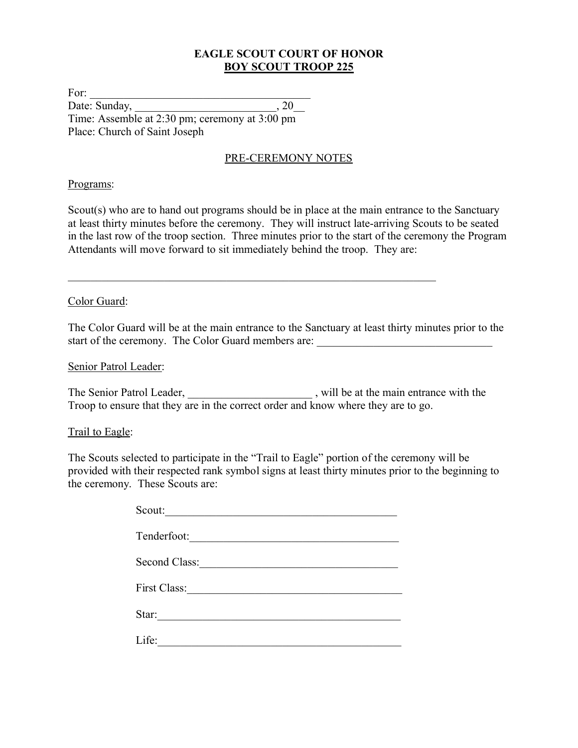# EAGLE SCOUT COURT OF HONOR

## BOY SCOUT TROOP 225

For: ________________________________________
Date: Sunday, __________________________, 20__
Time: Assemble at 2:30 pm; ceremony at 3:00 pm
Place: Church of Saint Joseph

### PRE-CEREMONY NOTES

Programs:

Scout(s) who are to hand out programs should be in place at the main entrance to the Sanctuary at least thirty minutes before the ceremony. They will instruct late-arriving Scouts to be seated in the last row of the troop section. Three minutes prior to the start of the ceremony the Program Attendants will move forward to sit immediately behind the troop. They are:

____________________________________________________________________

Color Guard:

The Color Guard will be at the main entrance to the Sanctuary at least thirty minutes prior to the start of the ceremony. The Color Guard members are: ________________________________

Senior Patrol Leader:

The Senior Patrol Leader, ______________________ , will be at the main entrance with the Troop to ensure that they are in the correct order and know where they are to go.

Trail to Eagle:

The Scouts selected to participate in the "Trail to Eagle" portion of the ceremony will be provided with their respected rank symbol signs at least thirty minutes prior to the beginning to the ceremony. These Scouts are:

Scout:__________________________________________

Tenderfoot:______________________________________

Second Class:____________________________________

First Class:_______________________________________

Star:____________________________________________

Life:____________________________________________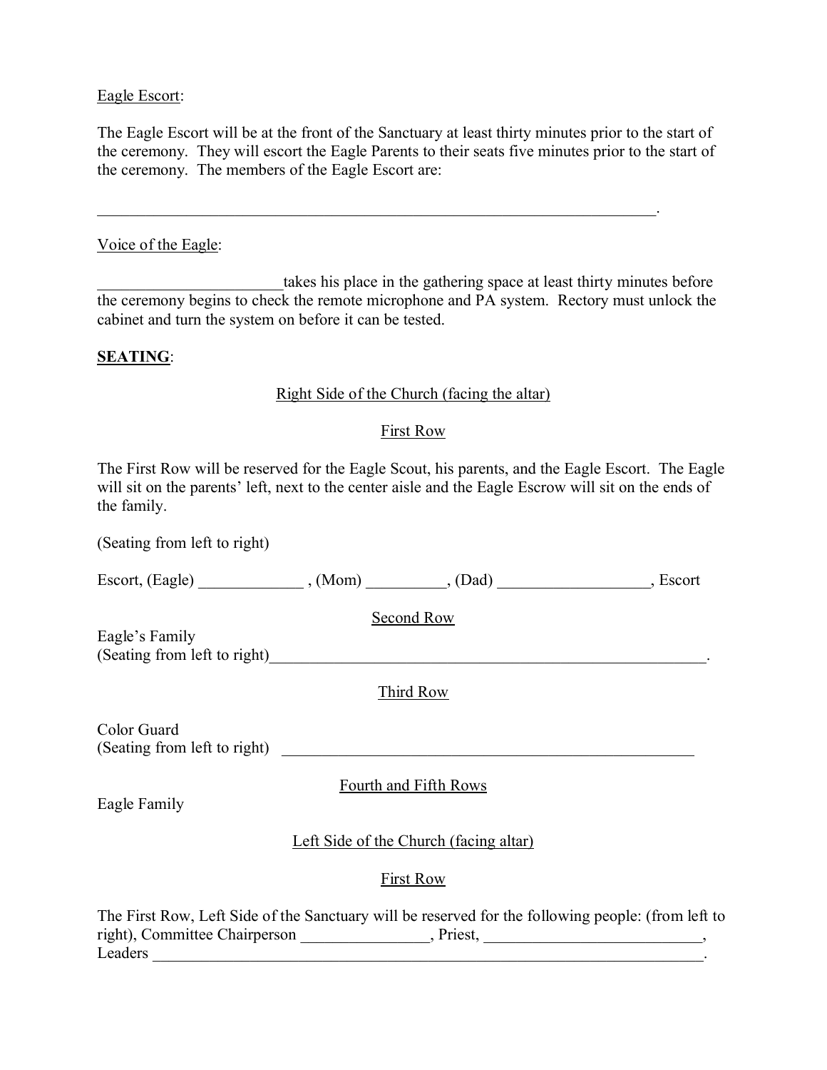Eagle Escort:

The Eagle Escort will be at the front of the Sanctuary at least thirty minutes prior to the start of the ceremony. They will escort the Eagle Parents to their seats five minutes prior to the start of the ceremony. The members of the Eagle Escort are:

______________________________________________________________________.

Voice of the Eagle:

______________________takes his place in the gathering space at least thirty minutes before the ceremony begins to check the remote microphone and PA system. Rectory must unlock the cabinet and turn the system on before it can be tested.

**SEATING**:

Right Side of the Church (facing the altar)

First Row

The First Row will be reserved for the Eagle Scout, his parents, and the Eagle Escort. The Eagle will sit on the parents' left, next to the center aisle and the Eagle Escrow will sit on the ends of the family.

(Seating from left to right)

Escort, (Eagle) _____________ , (Mom) __________, (Dad) ___________________, Escort

Second Row

Eagle's Family
(Seating from left to right)______________________________________________________.

Third Row

Color Guard
(Seating from left to right) ___________________________________________________

Fourth and Fifth Rows

Eagle Family

Left Side of the Church (facing altar)

First Row

The First Row, Left Side of the Sanctuary will be reserved for the following people: (from left to right), Committee Chairperson ________________, Priest, ___________________________, Leaders _________________________________________________________________________.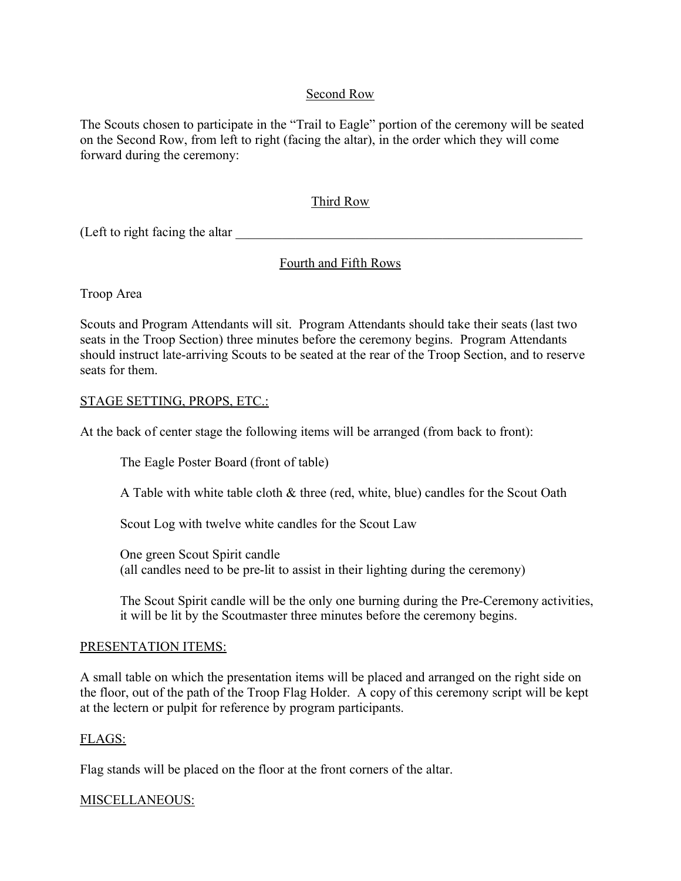<u>Second Row</u>

The Scouts chosen to participate in the "Trail to Eagle" portion of the ceremony will be seated on the Second Row, from left to right (facing the altar), in the order which they will come forward during the ceremony:

<u>Third Row</u>

(Left to right facing the altar _______________________________________________________

<u>Fourth and Fifth Rows</u>

Troop Area

Scouts and Program Attendants will sit. Program Attendants should take their seats (last two seats in the Troop Section) three minutes before the ceremony begins. Program Attendants should instruct late-arriving Scouts to be seated at the rear of the Troop Section, and to reserve seats for them.

<u>STAGE SETTING, PROPS, ETC.:</u>

At the back of center stage the following items will be arranged (from back to front):

> The Eagle Poster Board (front of table)
>
> A Table with white table cloth & three (red, white, blue) candles for the Scout Oath
>
> Scout Log with twelve white candles for the Scout Law
>
> One green Scout Spirit candle
> (all candles need to be pre-lit to assist in their lighting during the ceremony)
>
> The Scout Spirit candle will be the only one burning during the Pre-Ceremony activities, it will be lit by the Scoutmaster three minutes before the ceremony begins.

<u>PRESENTATION ITEMS:</u>

A small table on which the presentation items will be placed and arranged on the right side on the floor, out of the path of the Troop Flag Holder. A copy of this ceremony script will be kept at the lectern or pulpit for reference by program participants.

<u>FLAGS:</u>

Flag stands will be placed on the floor at the front corners of the altar.

<u>MISCELLANEOUS:</u>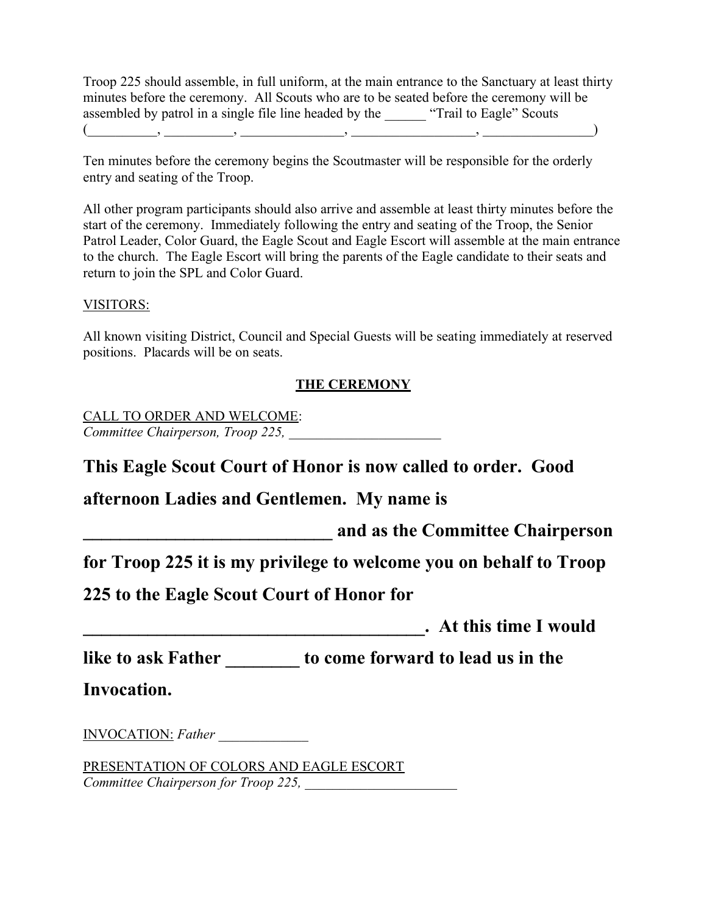Troop 225 should assemble, in full uniform, at the main entrance to the Sanctuary at least thirty minutes before the ceremony. All Scouts who are to be seated before the ceremony will be assembled by patrol in a single file line headed by the ______ "Trail to Eagle" Scouts (__________, __________, _______________, __________________, ________________)

Ten minutes before the ceremony begins the Scoutmaster will be responsible for the orderly entry and seating of the Troop.

All other program participants should also arrive and assemble at least thirty minutes before the start of the ceremony. Immediately following the entry and seating of the Troop, the Senior Patrol Leader, Color Guard, the Eagle Scout and Eagle Escort will assemble at the main entrance to the church. The Eagle Escort will bring the parents of the Eagle candidate to their seats and return to join the SPL and Color Guard.

VISITORS:

All known visiting District, Council and Special Guests will be seating immediately at reserved positions. Placards will be on seats.

## THE CEREMONY

CALL TO ORDER AND WELCOME:
*Committee Chairperson, Troop 225,* ______________________

**This Eagle Scout Court of Honor is now called to order. Good afternoon Ladies and Gentlemen. My name is ____________________________ and as the Committee Chairperson for Troop 225 it is my privilege to welcome you on behalf to Troop 225 to the Eagle Scout Court of Honor for ________________________________________. At this time I would like to ask Father ________ to come forward to lead us in the Invocation.**

INVOCATION: *Father* _____________

PRESENTATION OF COLORS AND EAGLE ESCORT
*Committee Chairperson for Troop 225,* ______________________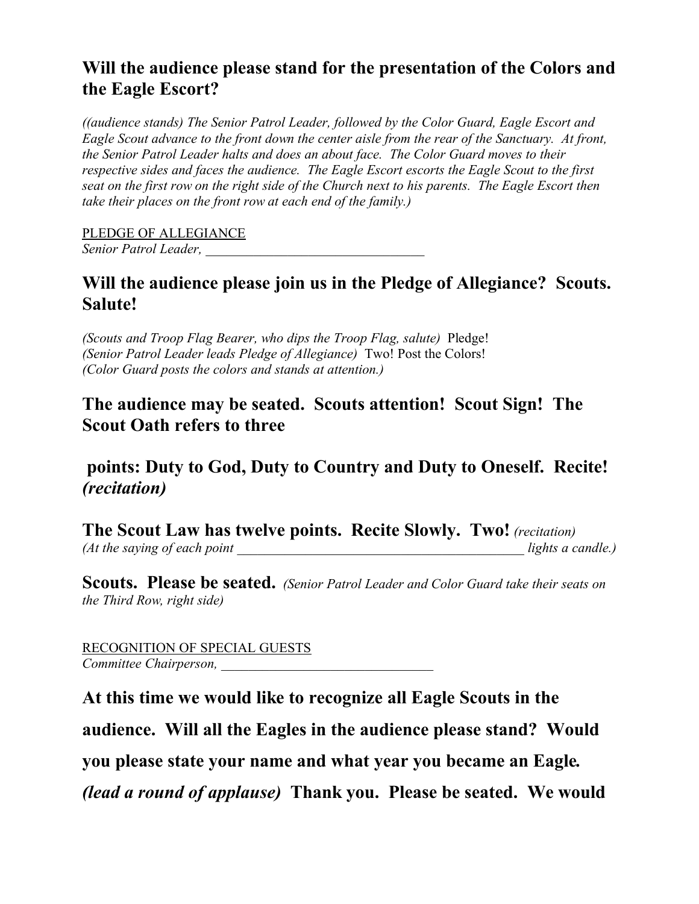**Will the audience please stand for the presentation of the Colors and the Eagle Escort?**

*((audience stands) The Senior Patrol Leader, followed by the Color Guard, Eagle Escort and Eagle Scout advance to the front down the center aisle from the rear of the Sanctuary. At front, the Senior Patrol Leader halts and does an about face. The Color Guard moves to their respective sides and faces the audience. The Eagle Escort escorts the Eagle Scout to the first seat on the first row on the right side of the Church next to his parents. The Eagle Escort then take their places on the front row at each end of the family.)*

PLEDGE OF ALLEGIANCE
*Senior Patrol Leader,* ________________________________

**Will the audience please join us in the Pledge of Allegiance? Scouts. Salute!**

*(Scouts and Troop Flag Bearer, who dips the Troop Flag, salute)* Pledge!
*(Senior Patrol Leader leads Pledge of Allegiance)* Two! Post the Colors!
*(Color Guard posts the colors and stands at attention.)*

**The audience may be seated. Scouts attention! Scout Sign! The Scout Oath refers to three**

**points: Duty to God, Duty to Country and Duty to Oneself. Recite! *(recitation)***

**The Scout Law has twelve points. Recite Slowly. Two!** *(recitation)*
*(At the saying of each point* __________________________________________ *lights a candle.)*

**Scouts. Please be seated.** *(Senior Patrol Leader and Color Guard take their seats on the Third Row, right side)*

RECOGNITION OF SPECIAL GUESTS
*Committee Chairperson,* _______________________________

**At this time we would like to recognize all Eagle Scouts in the audience. Will all the Eagles in the audience please stand? Would you please state your name and what year you became an Eagle. *(lead a round of applause)* Thank you. Please be seated. We would**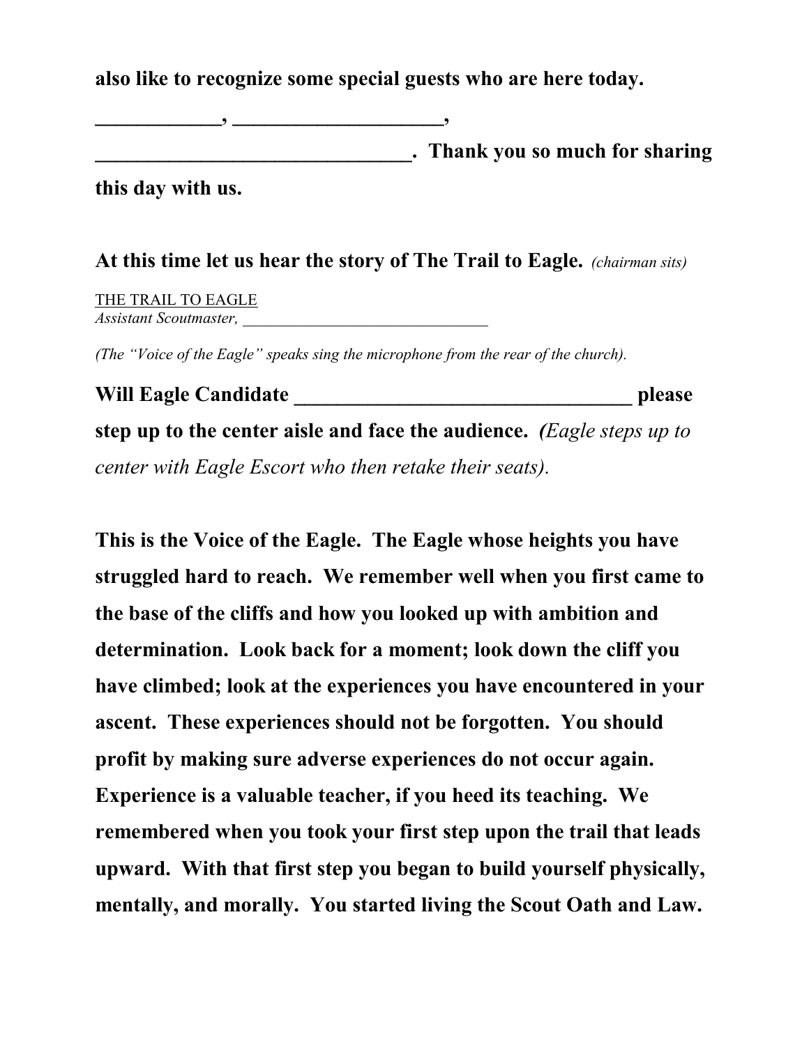**also like to recognize some special guests who are here today.**

**____________, ____________________,**
**______________________________. Thank you so much for sharing this day with us.**

**At this time let us hear the story of The Trail to Eagle.** *(chairman sits)*

THE TRAIL TO EAGLE
*Assistant Scoutmaster, ______________________________*

*(The "Voice of the Eagle" speaks sing the microphone from the rear of the church).*

**Will Eagle Candidate ________________________________ please step up to the center aisle and face the audience.** ***(****Eagle steps up to center with Eagle Escort who then retake their seats).*

**This is the Voice of the Eagle. The Eagle whose heights you have struggled hard to reach. We remember well when you first came to the base of the cliffs and how you looked up with ambition and determination. Look back for a moment; look down the cliff you have climbed; look at the experiences you have encountered in your ascent. These experiences should not be forgotten. You should profit by making sure adverse experiences do not occur again. Experience is a valuable teacher, if you heed its teaching. We remembered when you took your first step upon the trail that leads upward. With that first step you began to build yourself physically, mentally, and morally. You started living the Scout Oath and Law.**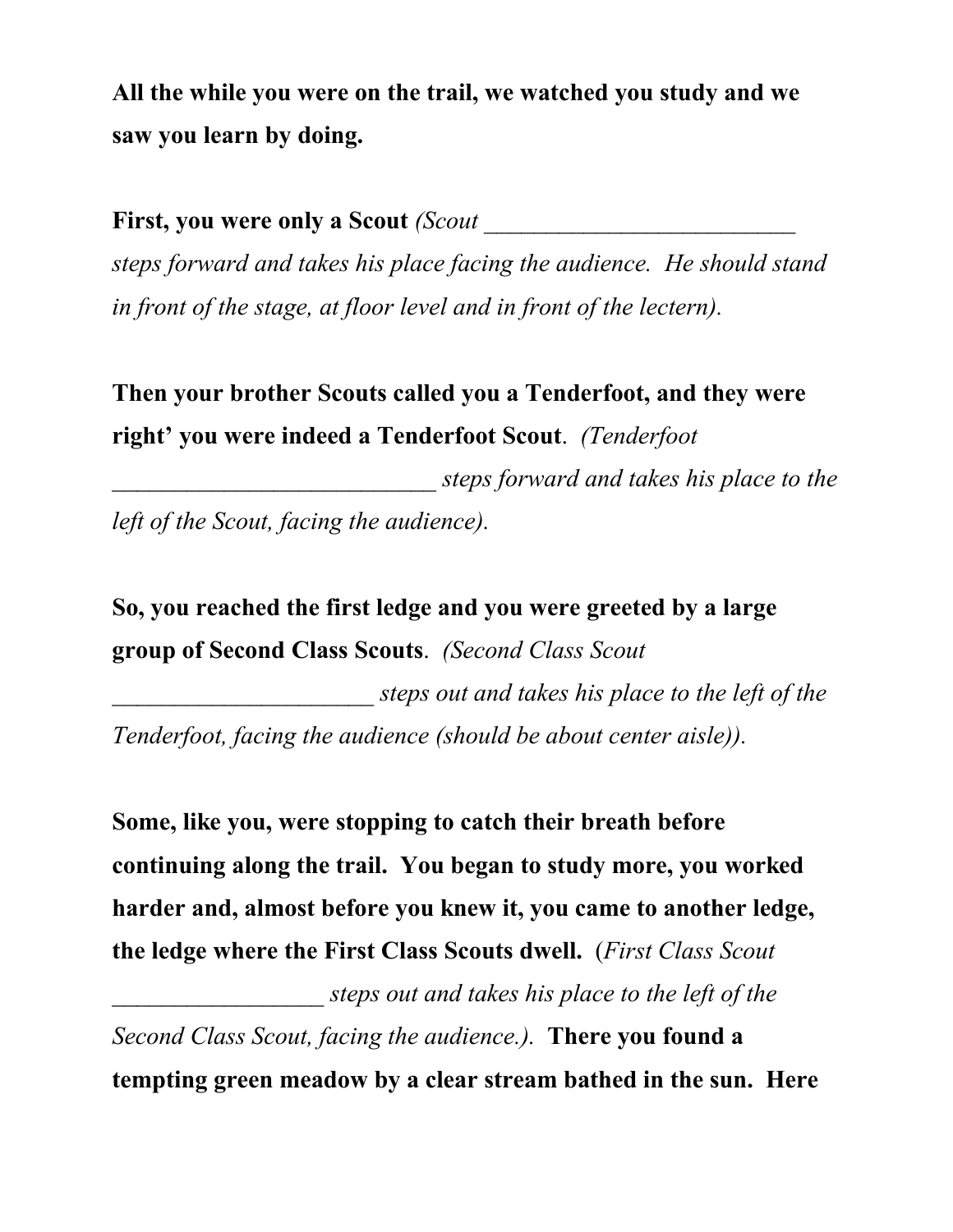**All the while you were on the trail, we watched you study and we saw you learn by doing.**

**First, you were only a Scout** *(Scout __________________________ steps forward and takes his place facing the audience. He should stand in front of the stage, at floor level and in front of the lectern).*

**Then your brother Scouts called you a Tenderfoot, and they were right' you were indeed a Tenderfoot Scout**. *(Tenderfoot __________________________ steps forward and takes his place to the left of the Scout, facing the audience).*

**So, you reached the first ledge and you were greeted by a large group of Second Class Scouts**. *(Second Class Scout _____________________ steps out and takes his place to the left of the Tenderfoot, facing the audience (should be about center aisle)).*

**Some, like you, were stopping to catch their breath before continuing along the trail. You began to study more, you worked harder and, almost before you knew it, you came to another ledge, the ledge where the First Class Scouts dwell.** (*First Class Scout _________________ steps out and takes his place to the left of the Second Class Scout, facing the audience.).* **There you found a tempting green meadow by a clear stream bathed in the sun. Here**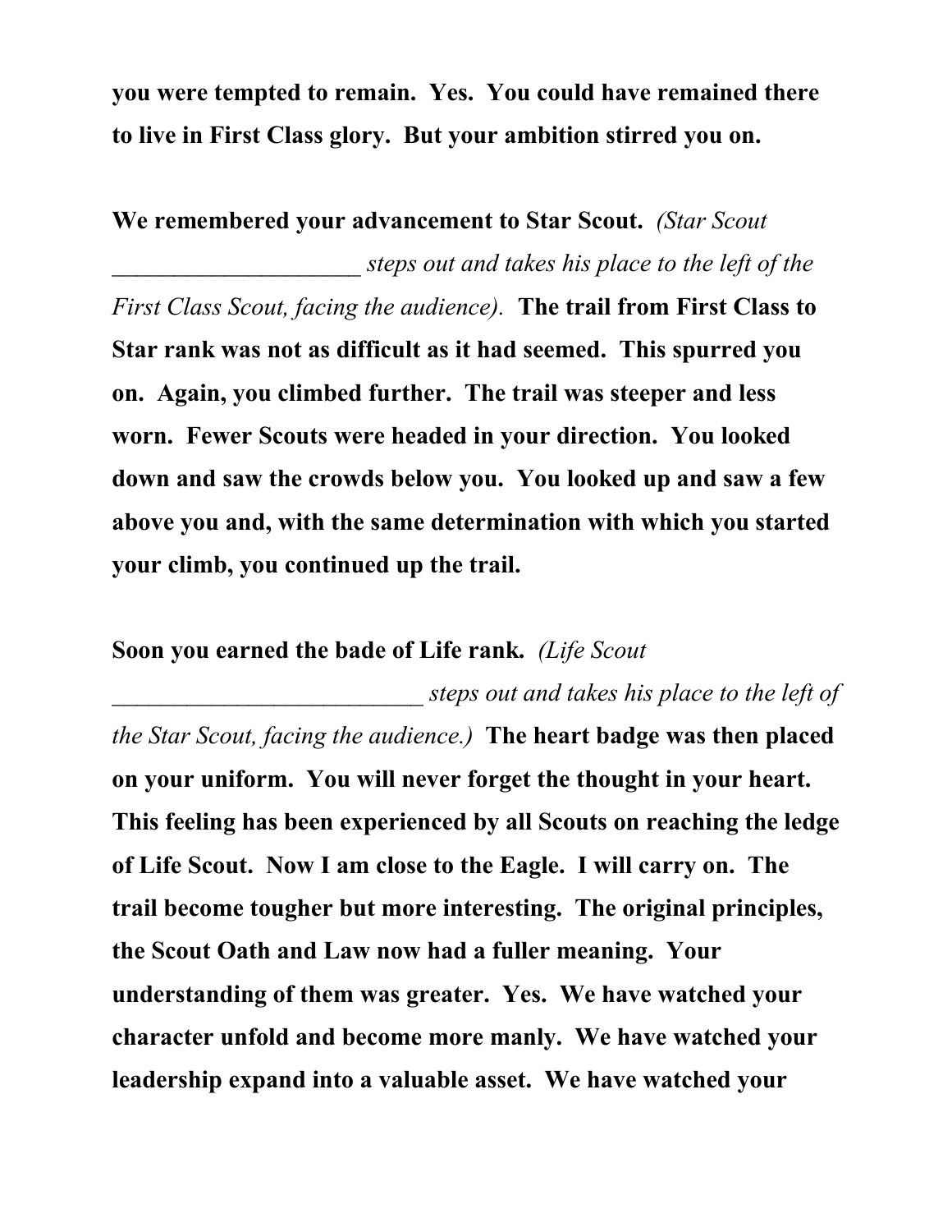**you were tempted to remain. Yes. You could have remained there to live in First Class glory. But your ambition stirred you on.**

**We remembered your advancement to Star Scout.** *(Star Scout ____________________ steps out and takes his place to the left of the First Class Scout, facing the audience).* **The trail from First Class to Star rank was not as difficult as it had seemed. This spurred you on. Again, you climbed further. The trail was steeper and less worn. Fewer Scouts were headed in your direction. You looked down and saw the crowds below you. You looked up and saw a few above you and, with the same determination with which you started your climb, you continued up the trail.**

**Soon you earned the bade of Life rank.** *(Life Scout _________________________ steps out and takes his place to the left of the Star Scout, facing the audience.)* **The heart badge was then placed on your uniform. You will never forget the thought in your heart. This feeling has been experienced by all Scouts on reaching the ledge of Life Scout. Now I am close to the Eagle. I will carry on. The trail become tougher but more interesting. The original principles, the Scout Oath and Law now had a fuller meaning. Your understanding of them was greater. Yes. We have watched your character unfold and become more manly. We have watched your leadership expand into a valuable asset. We have watched your**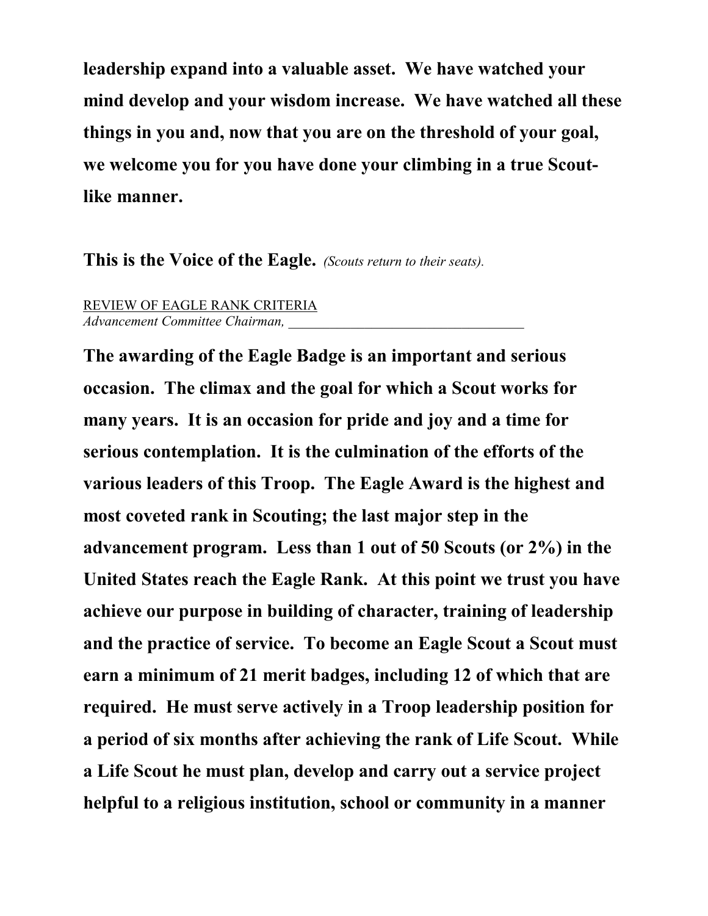**leadership expand into a valuable asset. We have watched your mind develop and your wisdom increase. We have watched all these things in you and, now that you are on the threshold of your goal, we welcome you for you have done your climbing in a true Scout-like manner.**

**This is the Voice of the Eagle.** *(Scouts return to their seats).*

REVIEW OF EAGLE RANK CRITERIA
*Advancement Committee Chairman,* ________________________________

**The awarding of the Eagle Badge is an important and serious occasion. The climax and the goal for which a Scout works for many years. It is an occasion for pride and joy and a time for serious contemplation. It is the culmination of the efforts of the various leaders of this Troop. The Eagle Award is the highest and most coveted rank in Scouting; the last major step in the advancement program. Less than 1 out of 50 Scouts (or 2%) in the United States reach the Eagle Rank. At this point we trust you have achieve our purpose in building of character, training of leadership and the practice of service. To become an Eagle Scout a Scout must earn a minimum of 21 merit badges, including 12 of which that are required. He must serve actively in a Troop leadership position for a period of six months after achieving the rank of Life Scout. While a Life Scout he must plan, develop and carry out a service project helpful to a religious institution, school or community in a manner**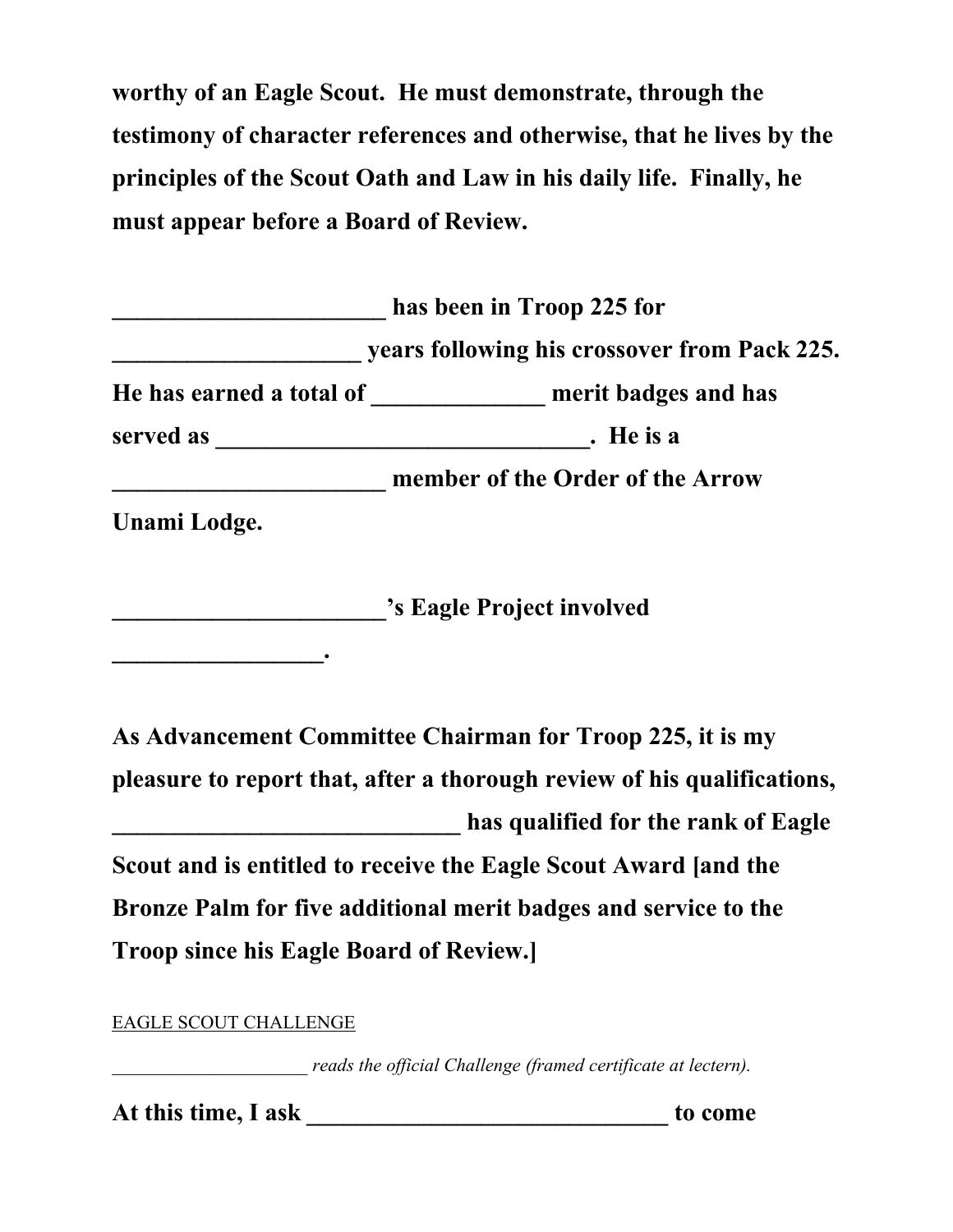**worthy of an Eagle Scout. He must demonstrate, through the testimony of character references and otherwise, that he lives by the principles of the Scout Oath and Law in his daily life. Finally, he must appear before a Board of Review.**

**______________________ has been in Troop 225 for ____________________ years following his crossover from Pack 225. He has earned a total of ______________ merit badges and has served as _______________________________. He is a ______________________ member of the Order of the Arrow Unami Lodge.**

**______________________'s Eagle Project involved _________________.**

**As Advancement Committee Chairman for Troop 225, it is my pleasure to report that, after a thorough review of his qualifications, ____________________________ has qualified for the rank of Eagle Scout and is entitled to receive the Eagle Scout Award [and the Bronze Palm for five additional merit badges and service to the Troop since his Eagle Board of Review.]**

<u>EAGLE SCOUT CHALLENGE</u>

____________________ *reads the official Challenge (framed certificate at lectern).*

**At this time, I ask ______________________________ to come**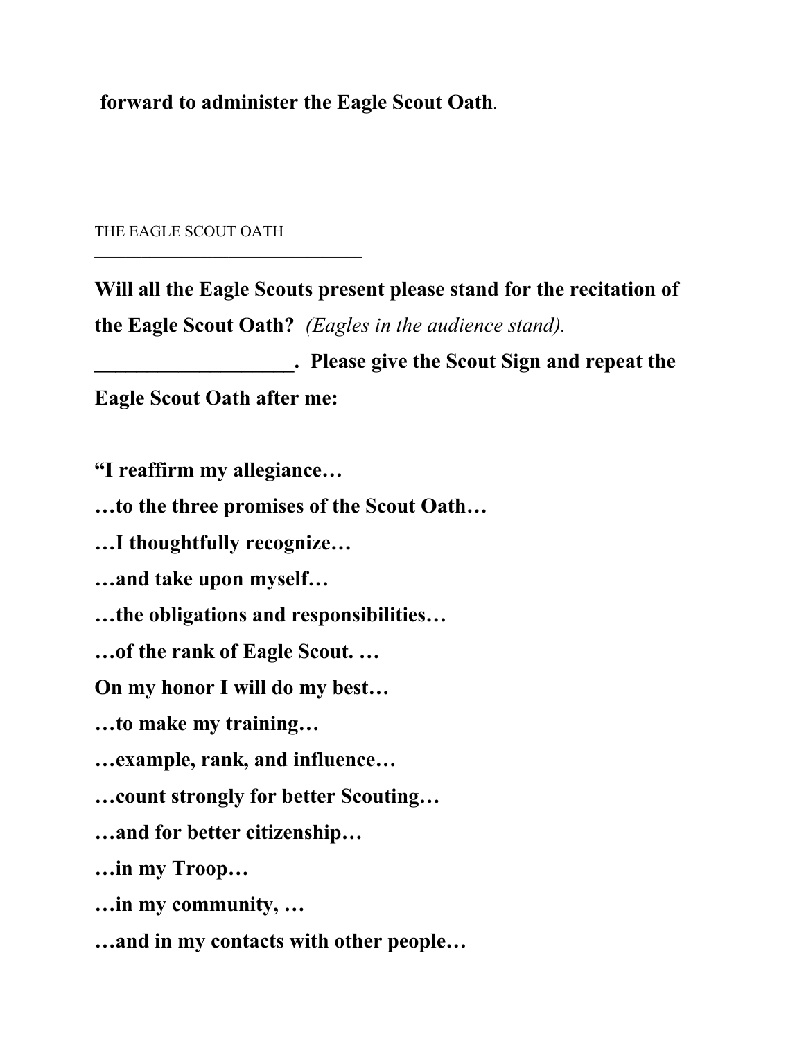**forward to administer the Eagle Scout Oath**.

THE EAGLE SCOUT OATH

---

**Will all the Eagle Scouts present please stand for the recitation of the Eagle Scout Oath?** *(Eagles in the audience stand).*

**___________________. Please give the Scout Sign and repeat the Eagle Scout Oath after me:**

**"I reaffirm my allegiance…**

**…to the three promises of the Scout Oath…**

**…I thoughtfully recognize…**

**…and take upon myself…**

**…the obligations and responsibilities…**

**…of the rank of Eagle Scout. …**

**On my honor I will do my best…**

**…to make my training…**

**…example, rank, and influence…**

**…count strongly for better Scouting…**

**…and for better citizenship…**

**…in my Troop…**

**…in my community, …**

**…and in my contacts with other people…**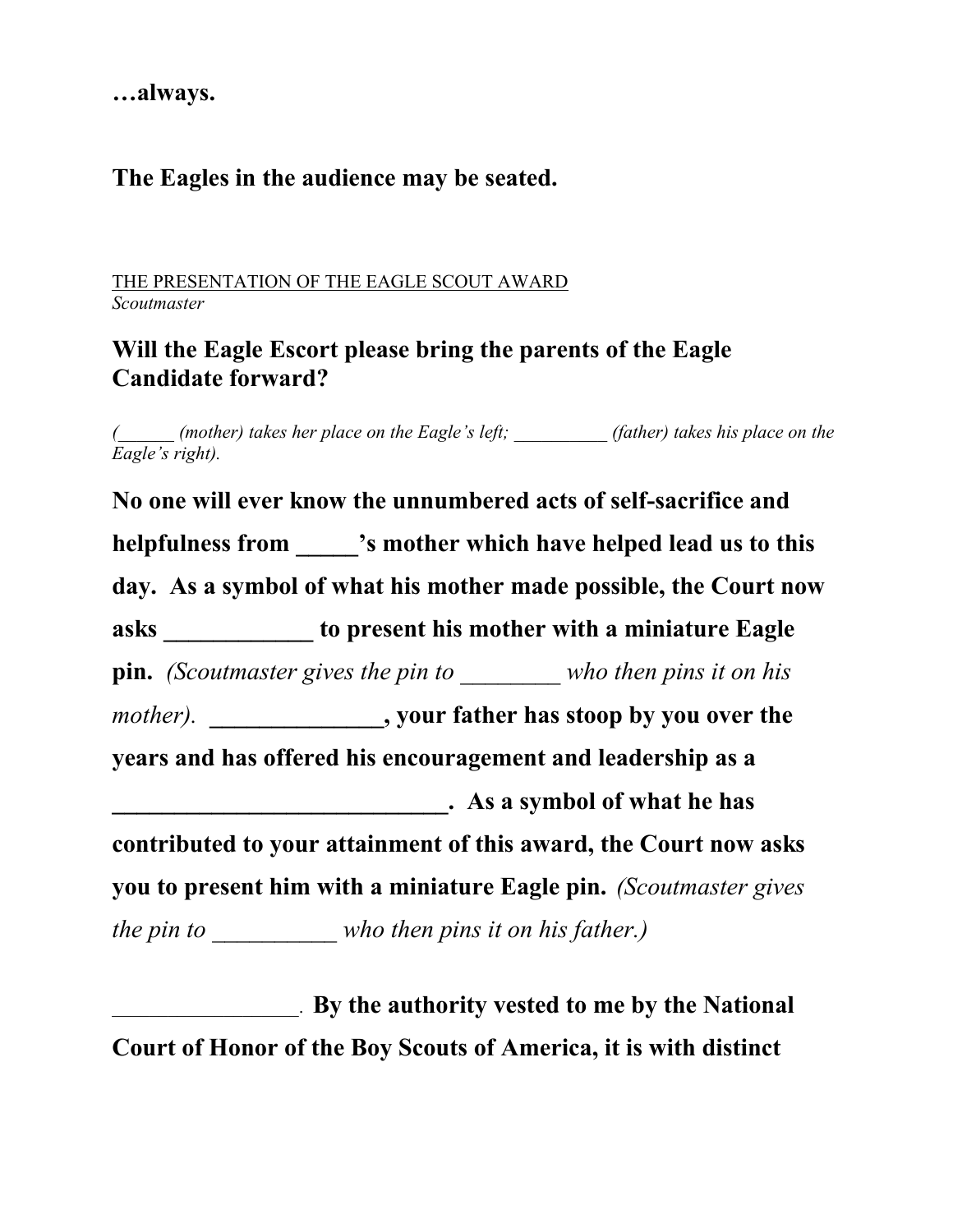**…always.**

**The Eagles in the audience may be seated.**

<u>THE PRESENTATION OF THE EAGLE SCOUT AWARD</u>
*Scoutmaster*

**Will the Eagle Escort please bring the parents of the Eagle Candidate forward?**

*(______ (mother) takes her place on the Eagle's left; __________ (father) takes his place on the Eagle's right).*

**No one will ever know the unnumbered acts of self-sacrifice and helpfulness from _____'s mother which have helped lead us to this day. As a symbol of what his mother made possible, the Court now asks ____________ to present his mother with a miniature Eagle pin.** *(Scoutmaster gives the pin to ________ who then pins it on his mother).* **______________, your father has stoop by you over the years and has offered his encouragement and leadership as a ____________________________. As a symbol of what he has contributed to your attainment of this award, the Court now asks you to present him with a miniature Eagle pin.** *(Scoutmaster gives the pin to __________ who then pins it on his father.)*

________________. **By the authority vested to me by the National Court of Honor of the Boy Scouts of America, it is with distinct**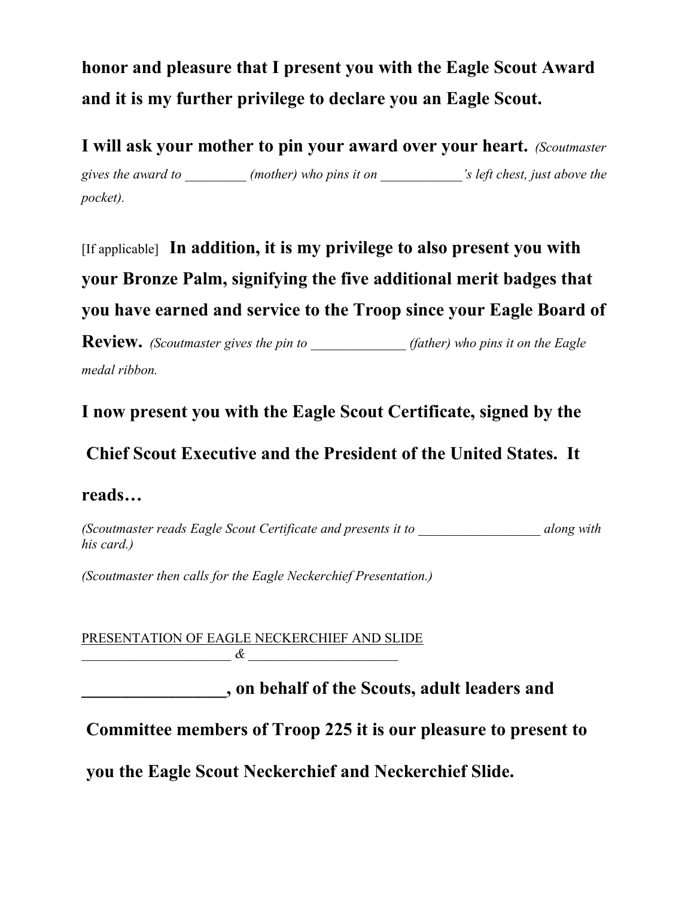**honor and pleasure that I present you with the Eagle Scout Award and it is my further privilege to declare you an Eagle Scout.**

**I will ask your mother to pin your award over your heart.** *(Scoutmaster gives the award to _________ (mother) who pins it on ____________'s left chest, just above the pocket).*

[If applicable] **In addition, it is my privilege to also present you with your Bronze Palm, signifying the five additional merit badges that you have earned and service to the Troop since your Eagle Board of Review.** *(Scoutmaster gives the pin to _____________ (father) who pins it on the Eagle medal ribbon.*

**I now present you with the Eagle Scout Certificate, signed by the Chief Scout Executive and the President of the United States. It reads…**

*(Scoutmaster reads Eagle Scout Certificate and presents it to _________________ along with his card.)*

*(Scoutmaster then calls for the Eagle Neckerchief Presentation.)*

<u>PRESENTATION OF EAGLE NECKERCHIEF AND SLIDE</u>
<u>_____________________ & _____________________</u>

**________________, on behalf of the Scouts, adult leaders and Committee members of Troop 225 it is our pleasure to present to you the Eagle Scout Neckerchief and Neckerchief Slide.**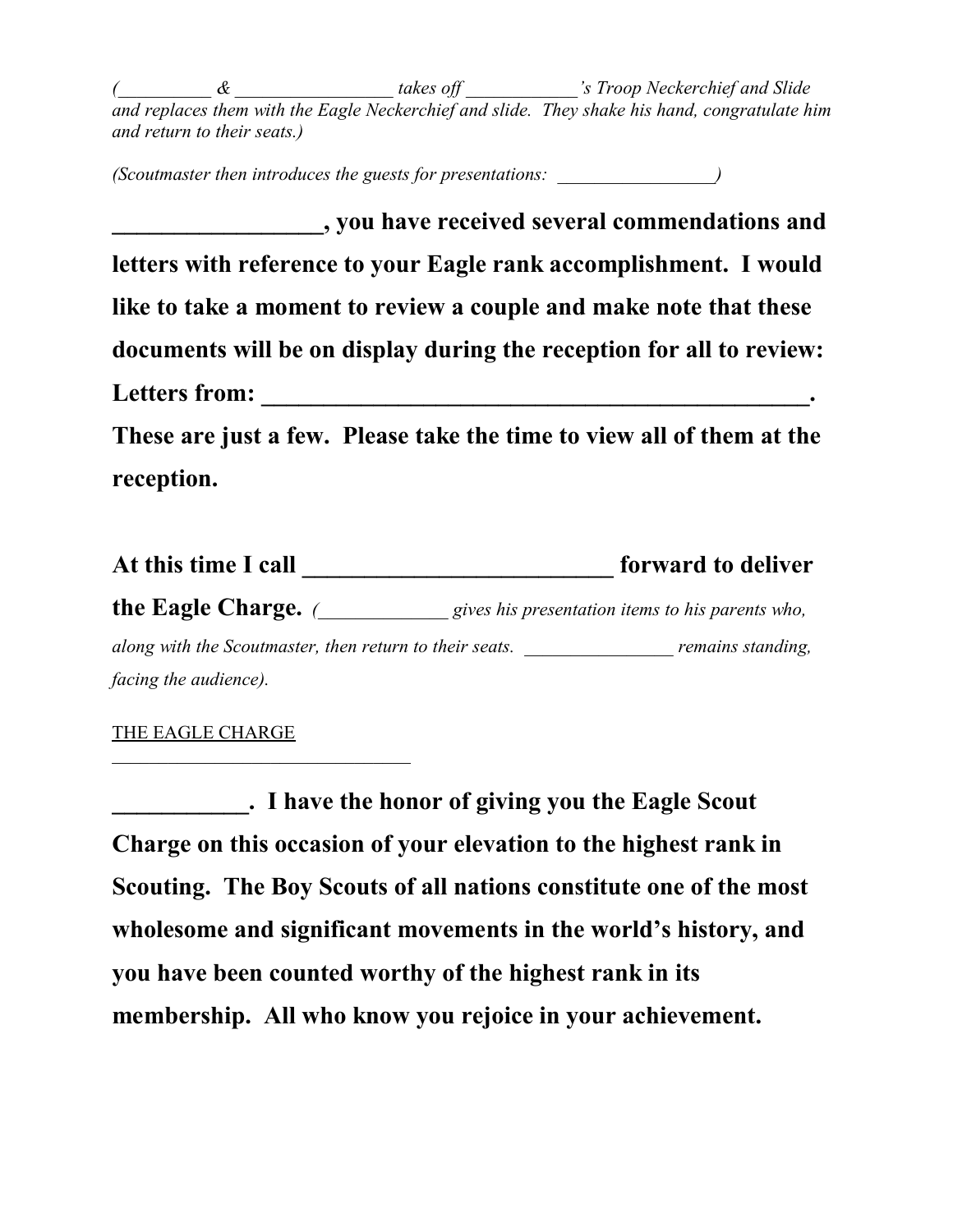*(__________ & _________________ takes off ____________'s Troop Neckerchief and Slide and replaces them with the Eagle Neckerchief and slide. They shake his hand, congratulate him and return to their seats.)*

*(Scoutmaster then introduces the guests for presentations: _________________)*

**__________________, you have received several commendations and letters with reference to your Eagle rank accomplishment. I would like to take a moment to review a couple and make note that these documents will be on display during the reception for all to review: Letters from: _______________________________________________. These are just a few. Please take the time to view all of them at the reception.**

**At this time I call __________________________ forward to deliver the Eagle Charge.** *(_____________ gives his presentation items to his parents who, along with the Scoutmaster, then return to their seats. ________________ remains standing, facing the audience).*

<u>THE EAGLE CHARGE</u>

________________________________

**___________. I have the honor of giving you the Eagle Scout Charge on this occasion of your elevation to the highest rank in Scouting. The Boy Scouts of all nations constitute one of the most wholesome and significant movements in the world's history, and you have been counted worthy of the highest rank in its membership. All who know you rejoice in your achievement.**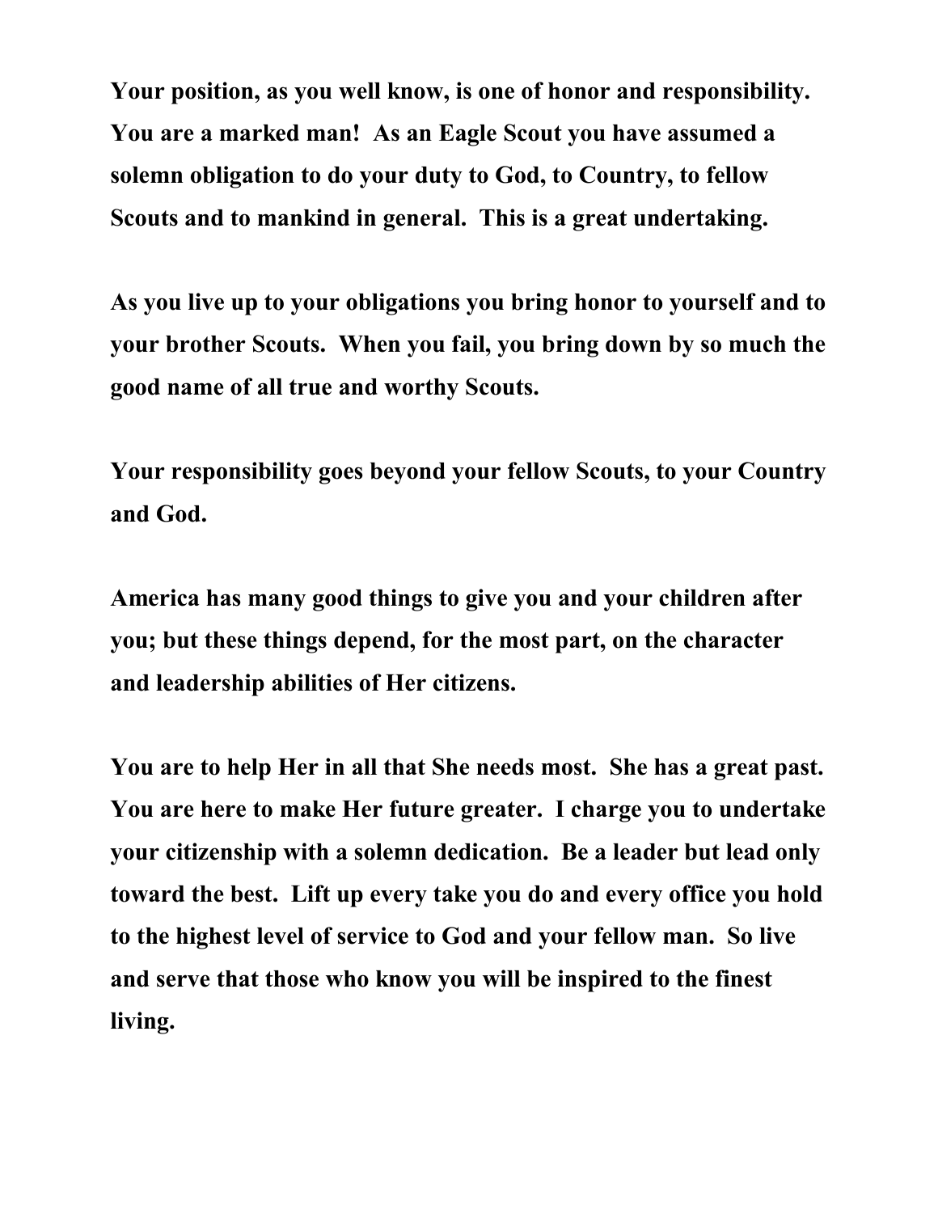**Your position, as you well know, is one of honor and responsibility. You are a marked man! As an Eagle Scout you have assumed a solemn obligation to do your duty to God, to Country, to fellow Scouts and to mankind in general. This is a great undertaking.**

**As you live up to your obligations you bring honor to yourself and to your brother Scouts. When you fail, you bring down by so much the good name of all true and worthy Scouts.**

**Your responsibility goes beyond your fellow Scouts, to your Country and God.**

**America has many good things to give you and your children after you; but these things depend, for the most part, on the character and leadership abilities of Her citizens.**

**You are to help Her in all that She needs most. She has a great past. You are here to make Her future greater. I charge you to undertake your citizenship with a solemn dedication. Be a leader but lead only toward the best. Lift up every take you do and every office you hold to the highest level of service to God and your fellow man. So live and serve that those who know you will be inspired to the finest living.**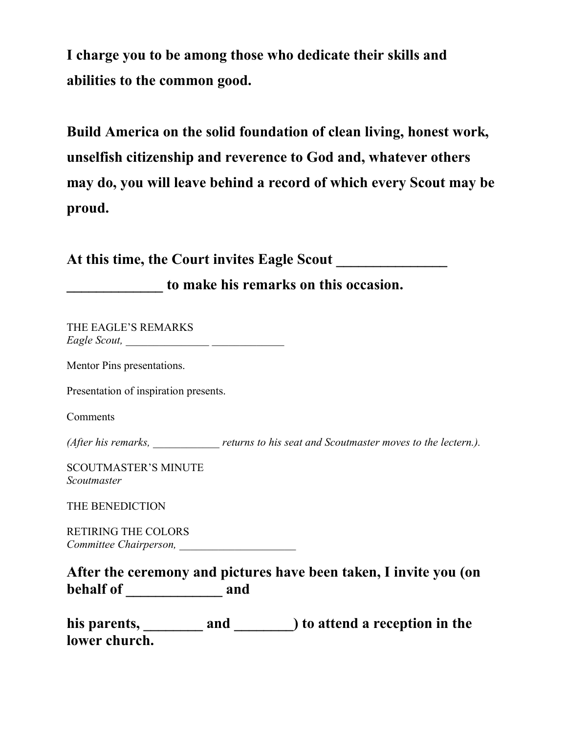**I charge you to be among those who dedicate their skills and abilities to the common good.**

**Build America on the solid foundation of clean living, honest work, unselfish citizenship and reverence to God and, whatever others may do, you will leave behind a record of which every Scout may be proud.**

**At this time, the Court invites Eagle Scout _______________ _____________ to make his remarks on this occasion.**

THE EAGLE'S REMARKS
*Eagle Scout, _______________ _____________*

Mentor Pins presentations.

Presentation of inspiration presents.

Comments

*(After his remarks, ____________ returns to his seat and Scoutmaster moves to the lectern.).*

SCOUTMASTER'S MINUTE
*Scoutmaster*

THE BENEDICTION

RETIRING THE COLORS
*Committee Chairperson, _____________________*

**After the ceremony and pictures have been taken, I invite you (on behalf of _____________ and**

**his parents, ________ and ________) to attend a reception in the lower church.**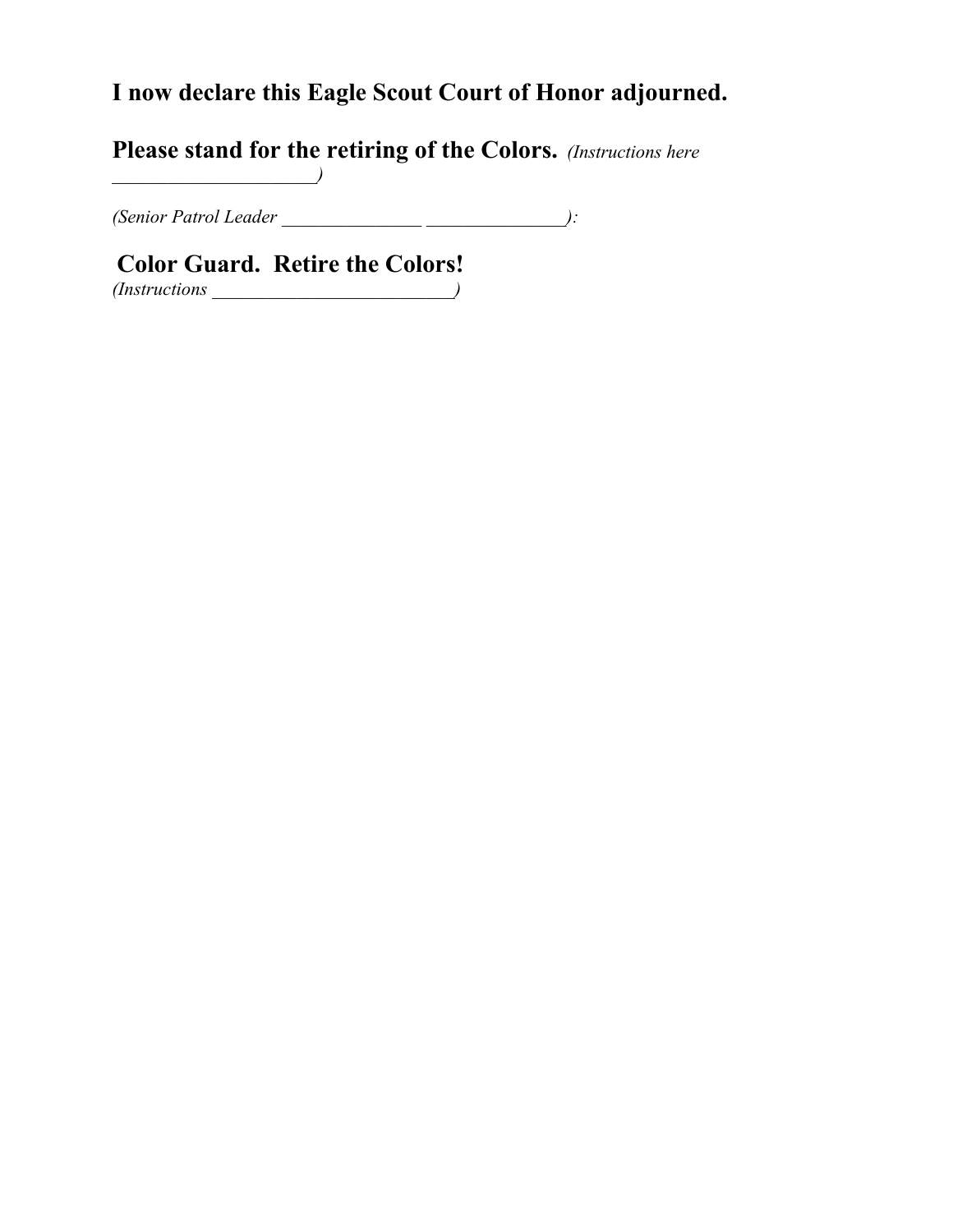**I now declare this Eagle Scout Court of Honor adjourned.**

**Please stand for the retiring of the Colors.** *(Instructions here ____________________)*

*(Senior Patrol Leader _______________ _______________):*

**Color Guard. Retire the Colors!**
*(Instructions __________________________)*